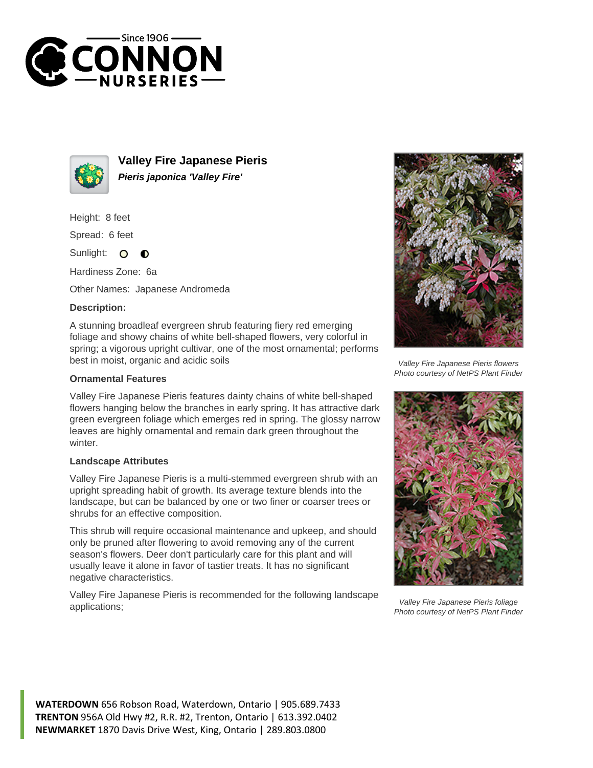# Valley Fire Japanese Pieris

***Pieris japonica 'Valley Fire'***

Height: 8 feet

Spread: 6 feet

Sunlight:

Hardiness Zone: 6a

Other Names: Japanese Andromeda

### Description:

A stunning broadleaf evergreen shrub featuring fiery red emerging foliage and showy chains of white bell-shaped flowers, very colorful in spring; a vigorous upright cultivar, one of the most ornamental; performs best in moist, organic and acidic soils

### Ornamental Features

Valley Fire Japanese Pieris features dainty chains of white bell-shaped flowers hanging below the branches in early spring. It has attractive dark green evergreen foliage which emerges red in spring. The glossy narrow leaves are highly ornamental and remain dark green throughout the winter.

### Landscape Attributes

Valley Fire Japanese Pieris is a multi-stemmed evergreen shrub with an upright spreading habit of growth. Its average texture blends into the landscape, but can be balanced by one or two finer or coarser trees or shrubs for an effective composition.

This shrub will require occasional maintenance and upkeep, and should only be pruned after flowering to avoid removing any of the current season's flowers. Deer don't particularly care for this plant and will usually leave it alone in favor of tastier treats. It has no significant negative characteristics.

Valley Fire Japanese Pieris is recommended for the following landscape applications;

*Valley Fire Japanese Pieris flowers*
*Photo courtesy of NetPS Plant Finder*

*Valley Fire Japanese Pieris foliage*
*Photo courtesy of NetPS Plant Finder*

**WATERDOWN** 656 Robson Road, Waterdown, Ontario | 905.689.7433
**TRENTON** 956A Old Hwy #2, R.R. #2, Trenton, Ontario | 613.392.0402
**NEWMARKET** 1870 Davis Drive West, King, Ontario | 289.803.0800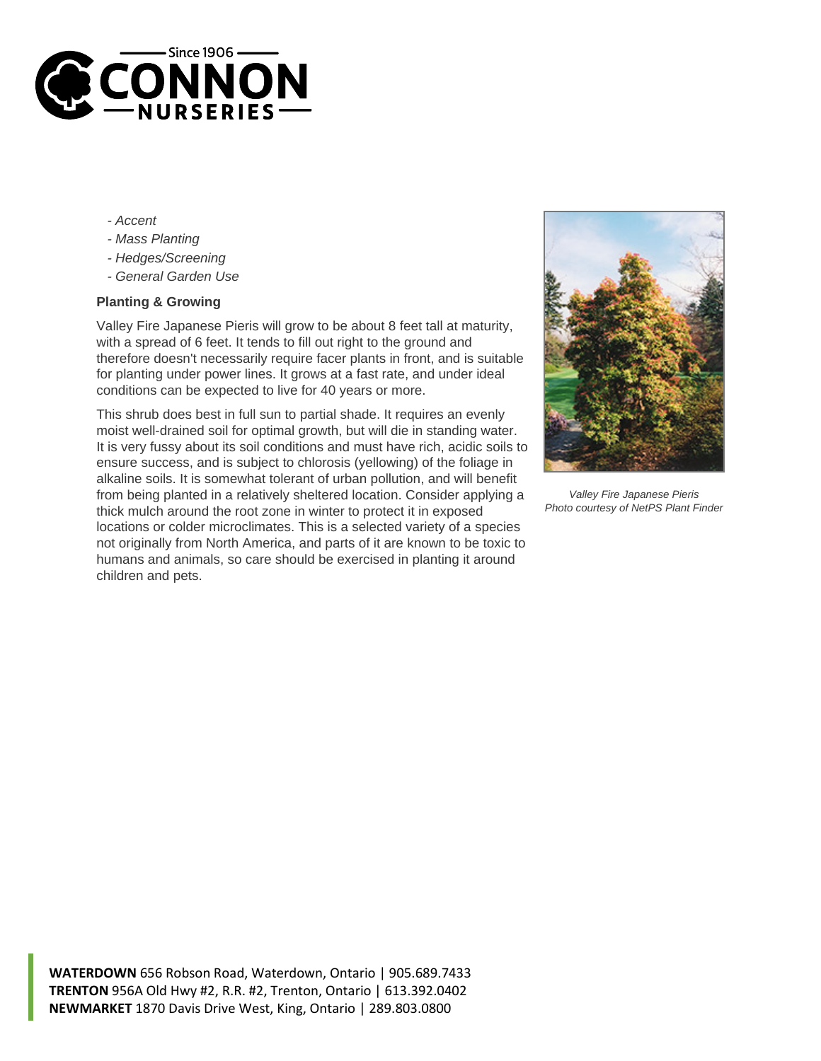- *Accent*
- *Mass Planting*
- *Hedges/Screening*
- *General Garden Use*

**Planting & Growing**

Valley Fire Japanese Pieris will grow to be about 8 feet tall at maturity, with a spread of 6 feet. It tends to fill out right to the ground and therefore doesn't necessarily require facer plants in front, and is suitable for planting under power lines. It grows at a fast rate, and under ideal conditions can be expected to live for 40 years or more.

This shrub does best in full sun to partial shade. It requires an evenly moist well-drained soil for optimal growth, but will die in standing water. It is very fussy about its soil conditions and must have rich, acidic soils to ensure success, and is subject to chlorosis (yellowing) of the foliage in alkaline soils. It is somewhat tolerant of urban pollution, and will benefit from being planted in a relatively sheltered location. Consider applying a thick mulch around the root zone in winter to protect it in exposed locations or colder microclimates. This is a selected variety of a species not originally from North America, and parts of it are known to be toxic to humans and animals, so care should be exercised in planting it around children and pets.

*Valley Fire Japanese Pieris*
*Photo courtesy of NetPS Plant Finder*

**WATERDOWN** 656 Robson Road, Waterdown, Ontario | 905.689.7433
**TRENTON** 956A Old Hwy #2, R.R. #2, Trenton, Ontario | 613.392.0402
**NEWMARKET** 1870 Davis Drive West, King, Ontario | 289.803.0800